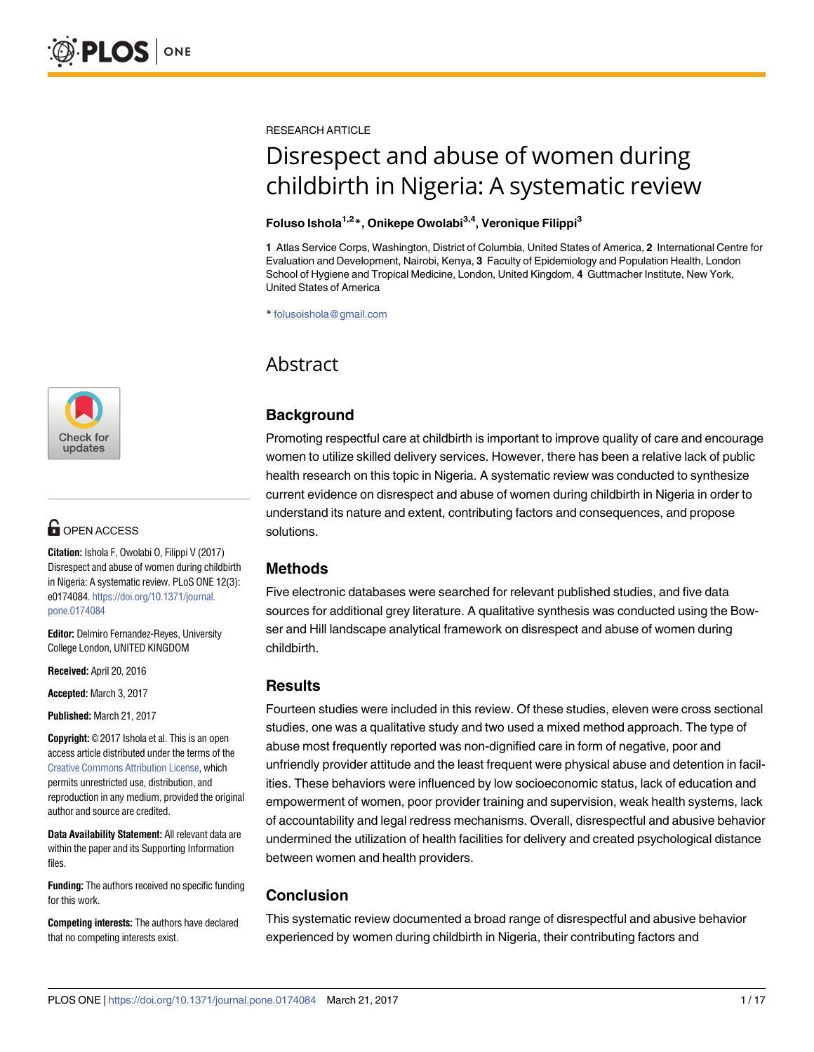RESEARCH ARTICLE

# Disrespect and abuse of women during childbirth in Nigeria: A systematic review

**Foluso Ishola[1,2]*, Onikepe Owolabi[3,4], Veronique Filippi[3]**

**1** Atlas Service Corps, Washington, District of Columbia, United States of America, **2** International Centre for Evaluation and Development, Nairobi, Kenya, **3** Faculty of Epidemiology and Population Health, London School of Hygiene and Tropical Medicine, London, United Kingdom, **4** Guttmacher Institute, New York, United States of America

* folusoishola@gmail.com

OPEN ACCESS

**Citation:** Ishola F, Owolabi O, Filippi V (2017) Disrespect and abuse of women during childbirth in Nigeria: A systematic review. PLoS ONE 12(3): e0174084. https://doi.org/10.1371/journal.pone.0174084

**Editor:** Delmiro Fernandez-Reyes, University College London, UNITED KINGDOM

**Received:** April 20, 2016

**Accepted:** March 3, 2017

**Published:** March 21, 2017

**Copyright:** © 2017 Ishola et al. This is an open access article distributed under the terms of the Creative Commons Attribution License, which permits unrestricted use, distribution, and reproduction in any medium, provided the original author and source are credited.

**Data Availability Statement:** All relevant data are within the paper and its Supporting Information files.

**Funding:** The authors received no specific funding for this work.

**Competing interests:** The authors have declared that no competing interests exist.

## Abstract

### Background

Promoting respectful care at childbirth is important to improve quality of care and encourage women to utilize skilled delivery services. However, there has been a relative lack of public health research on this topic in Nigeria. A systematic review was conducted to synthesize current evidence on disrespect and abuse of women during childbirth in Nigeria in order to understand its nature and extent, contributing factors and consequences, and propose solutions.

### Methods

Five electronic databases were searched for relevant published studies, and five data sources for additional grey literature. A qualitative synthesis was conducted using the Bowser and Hill landscape analytical framework on disrespect and abuse of women during childbirth.

### Results

Fourteen studies were included in this review. Of these studies, eleven were cross sectional studies, one was a qualitative study and two used a mixed method approach. The type of abuse most frequently reported was non-dignified care in form of negative, poor and unfriendly provider attitude and the least frequent were physical abuse and detention in facilities. These behaviors were influenced by low socioeconomic status, lack of education and empowerment of women, poor provider training and supervision, weak health systems, lack of accountability and legal redress mechanisms. Overall, disrespectful and abusive behavior undermined the utilization of health facilities for delivery and created psychological distance between women and health providers.

### Conclusion

This systematic review documented a broad range of disrespectful and abusive behavior experienced by women during childbirth in Nigeria, their contributing factors and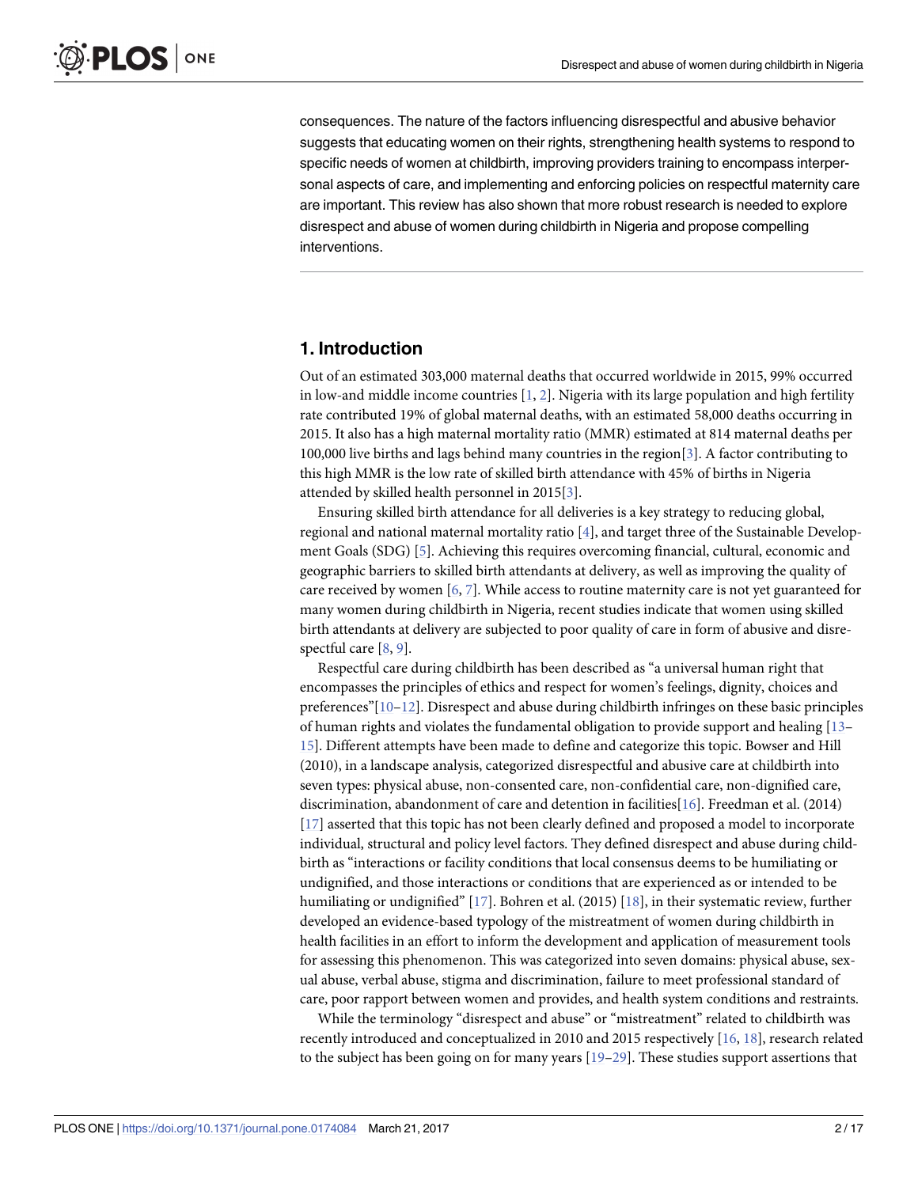consequences. The nature of the factors influencing disrespectful and abusive behavior suggests that educating women on their rights, strengthening health systems to respond to specific needs of women at childbirth, improving providers training to encompass interpersonal aspects of care, and implementing and enforcing policies on respectful maternity care are important. This review has also shown that more robust research is needed to explore disrespect and abuse of women during childbirth in Nigeria and propose compelling interventions.

## 1. Introduction

Out of an estimated 303,000 maternal deaths that occurred worldwide in 2015, 99% occurred in low-and middle income countries [1, 2]. Nigeria with its large population and high fertility rate contributed 19% of global maternal deaths, with an estimated 58,000 deaths occurring in 2015. It also has a high maternal mortality ratio (MMR) estimated at 814 maternal deaths per 100,000 live births and lags behind many countries in the region[3]. A factor contributing to this high MMR is the low rate of skilled birth attendance with 45% of births in Nigeria attended by skilled health personnel in 2015[3].

Ensuring skilled birth attendance for all deliveries is a key strategy to reducing global, regional and national maternal mortality ratio [4], and target three of the Sustainable Development Goals (SDG) [5]. Achieving this requires overcoming financial, cultural, economic and geographic barriers to skilled birth attendants at delivery, as well as improving the quality of care received by women [6, 7]. While access to routine maternity care is not yet guaranteed for many women during childbirth in Nigeria, recent studies indicate that women using skilled birth attendants at delivery are subjected to poor quality of care in form of abusive and disrespectful care [8, 9].

Respectful care during childbirth has been described as "a universal human right that encompasses the principles of ethics and respect for women's feelings, dignity, choices and preferences"[10–12]. Disrespect and abuse during childbirth infringes on these basic principles of human rights and violates the fundamental obligation to provide support and healing [13–15]. Different attempts have been made to define and categorize this topic. Bowser and Hill (2010), in a landscape analysis, categorized disrespectful and abusive care at childbirth into seven types: physical abuse, non-consented care, non-confidential care, non-dignified care, discrimination, abandonment of care and detention in facilities[16]. Freedman et al. (2014) [17] asserted that this topic has not been clearly defined and proposed a model to incorporate individual, structural and policy level factors. They defined disrespect and abuse during childbirth as "interactions or facility conditions that local consensus deems to be humiliating or undignified, and those interactions or conditions that are experienced as or intended to be humiliating or undignified" [17]. Bohren et al. (2015) [18], in their systematic review, further developed an evidence-based typology of the mistreatment of women during childbirth in health facilities in an effort to inform the development and application of measurement tools for assessing this phenomenon. This was categorized into seven domains: physical abuse, sexual abuse, verbal abuse, stigma and discrimination, failure to meet professional standard of care, poor rapport between women and provides, and health system conditions and restraints.

While the terminology "disrespect and abuse" or "mistreatment" related to childbirth was recently introduced and conceptualized in 2010 and 2015 respectively [16, 18], research related to the subject has been going on for many years [19–29]. These studies support assertions that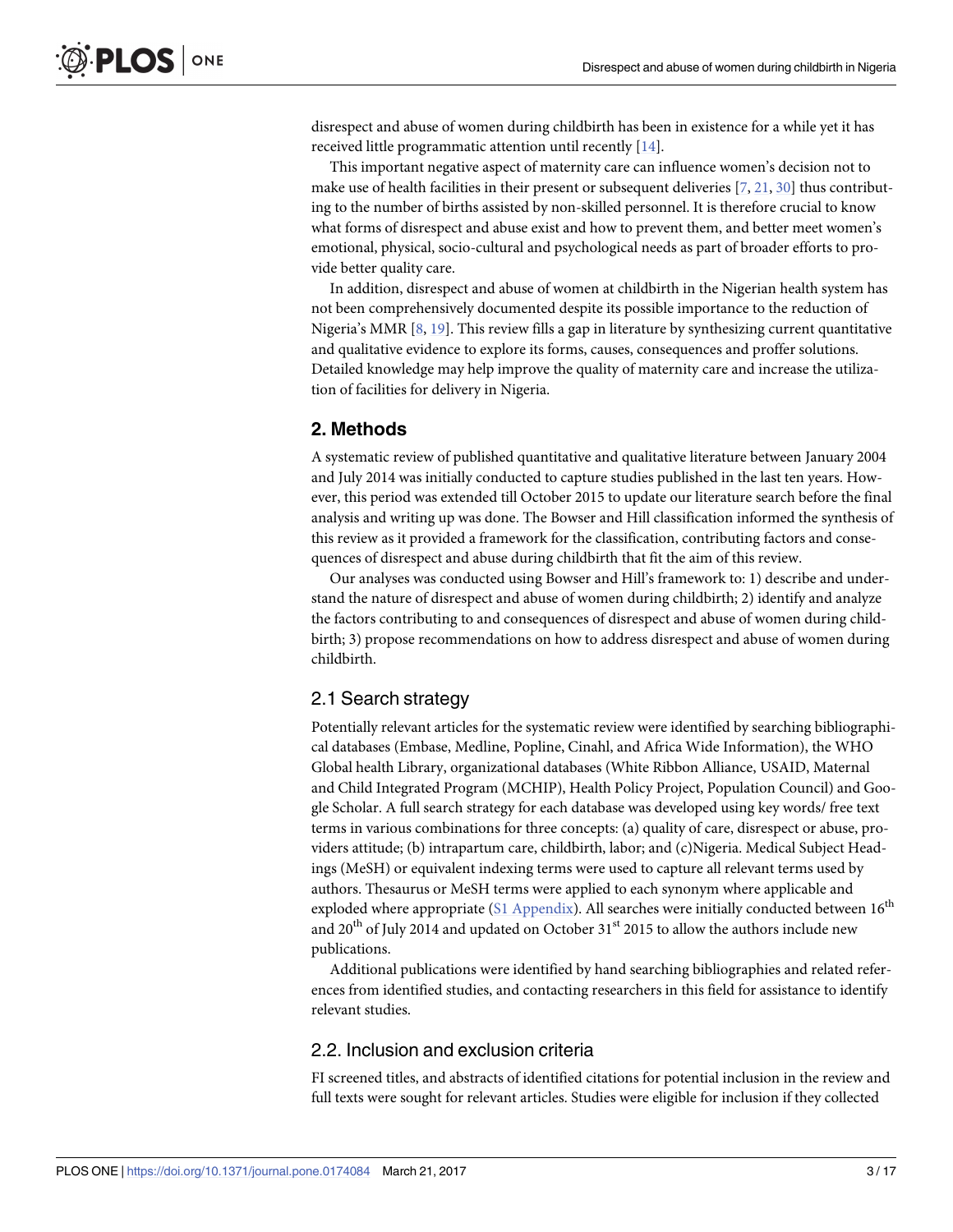disrespect and abuse of women during childbirth has been in existence for a while yet it has received little programmatic attention until recently [14].

This important negative aspect of maternity care can influence women's decision not to make use of health facilities in their present or subsequent deliveries [7, 21, 30] thus contributing to the number of births assisted by non-skilled personnel. It is therefore crucial to know what forms of disrespect and abuse exist and how to prevent them, and better meet women's emotional, physical, socio-cultural and psychological needs as part of broader efforts to provide better quality care.

In addition, disrespect and abuse of women at childbirth in the Nigerian health system has not been comprehensively documented despite its possible importance to the reduction of Nigeria's MMR [8, 19]. This review fills a gap in literature by synthesizing current quantitative and qualitative evidence to explore its forms, causes, consequences and proffer solutions. Detailed knowledge may help improve the quality of maternity care and increase the utilization of facilities for delivery in Nigeria.

## 2. Methods

A systematic review of published quantitative and qualitative literature between January 2004 and July 2014 was initially conducted to capture studies published in the last ten years. However, this period was extended till October 2015 to update our literature search before the final analysis and writing up was done. The Bowser and Hill classification informed the synthesis of this review as it provided a framework for the classification, contributing factors and consequences of disrespect and abuse during childbirth that fit the aim of this review.

Our analyses was conducted using Bowser and Hill's framework to: 1) describe and understand the nature of disrespect and abuse of women during childbirth; 2) identify and analyze the factors contributing to and consequences of disrespect and abuse of women during childbirth; 3) propose recommendations on how to address disrespect and abuse of women during childbirth.

### 2.1 Search strategy

Potentially relevant articles for the systematic review were identified by searching bibliographical databases (Embase, Medline, Popline, Cinahl, and Africa Wide Information), the WHO Global health Library, organizational databases (White Ribbon Alliance, USAID, Maternal and Child Integrated Program (MCHIP), Health Policy Project, Population Council) and Google Scholar. A full search strategy for each database was developed using key words/ free text terms in various combinations for three concepts: (a) quality of care, disrespect or abuse, providers attitude; (b) intrapartum care, childbirth, labor; and (c)Nigeria. Medical Subject Headings (MeSH) or equivalent indexing terms were used to capture all relevant terms used by authors. Thesaurus or MeSH terms were applied to each synonym where applicable and exploded where appropriate (S1 Appendix). All searches were initially conducted between 16th and 20th of July 2014 and updated on October 31st 2015 to allow the authors include new publications.

Additional publications were identified by hand searching bibliographies and related references from identified studies, and contacting researchers in this field for assistance to identify relevant studies.

### 2.2. Inclusion and exclusion criteria

FI screened titles, and abstracts of identified citations for potential inclusion in the review and full texts were sought for relevant articles. Studies were eligible for inclusion if they collected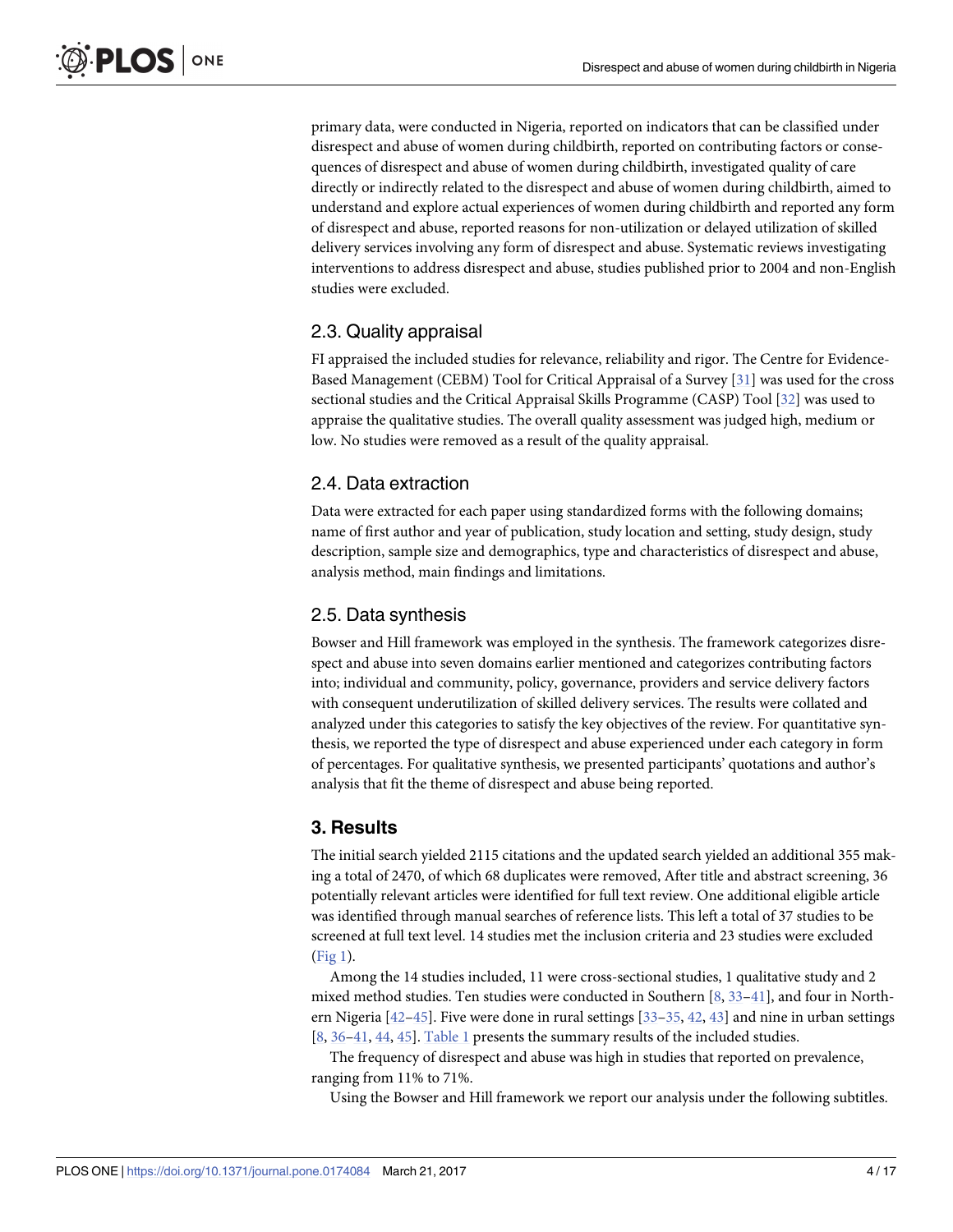primary data, were conducted in Nigeria, reported on indicators that can be classified under disrespect and abuse of women during childbirth, reported on contributing factors or consequences of disrespect and abuse of women during childbirth, investigated quality of care directly or indirectly related to the disrespect and abuse of women during childbirth, aimed to understand and explore actual experiences of women during childbirth and reported any form of disrespect and abuse, reported reasons for non-utilization or delayed utilization of skilled delivery services involving any form of disrespect and abuse. Systematic reviews investigating interventions to address disrespect and abuse, studies published prior to 2004 and non-English studies were excluded.

## 2.3. Quality appraisal

FI appraised the included studies for relevance, reliability and rigor. The Centre for Evidence-Based Management (CEBM) Tool for Critical Appraisal of a Survey [31] was used for the cross sectional studies and the Critical Appraisal Skills Programme (CASP) Tool [32] was used to appraise the qualitative studies. The overall quality assessment was judged high, medium or low. No studies were removed as a result of the quality appraisal.

## 2.4. Data extraction

Data were extracted for each paper using standardized forms with the following domains; name of first author and year of publication, study location and setting, study design, study description, sample size and demographics, type and characteristics of disrespect and abuse, analysis method, main findings and limitations.

## 2.5. Data synthesis

Bowser and Hill framework was employed in the synthesis. The framework categorizes disrespect and abuse into seven domains earlier mentioned and categorizes contributing factors into; individual and community, policy, governance, providers and service delivery factors with consequent underutilization of skilled delivery services. The results were collated and analyzed under this categories to satisfy the key objectives of the review. For quantitative synthesis, we reported the type of disrespect and abuse experienced under each category in form of percentages. For qualitative synthesis, we presented participants' quotations and author's analysis that fit the theme of disrespect and abuse being reported.

# 3. Results

The initial search yielded 2115 citations and the updated search yielded an additional 355 making a total of 2470, of which 68 duplicates were removed, After title and abstract screening, 36 potentially relevant articles were identified for full text review. One additional eligible article was identified through manual searches of reference lists. This left a total of 37 studies to be screened at full text level. 14 studies met the inclusion criteria and 23 studies were excluded (Fig 1).

Among the 14 studies included, 11 were cross-sectional studies, 1 qualitative study and 2 mixed method studies. Ten studies were conducted in Southern [8, 33–41], and four in Northern Nigeria [42–45]. Five were done in rural settings [33–35, 42, 43] and nine in urban settings [8, 36–41, 44, 45]. Table 1 presents the summary results of the included studies.

The frequency of disrespect and abuse was high in studies that reported on prevalence, ranging from 11% to 71%.

Using the Bowser and Hill framework we report our analysis under the following subtitles.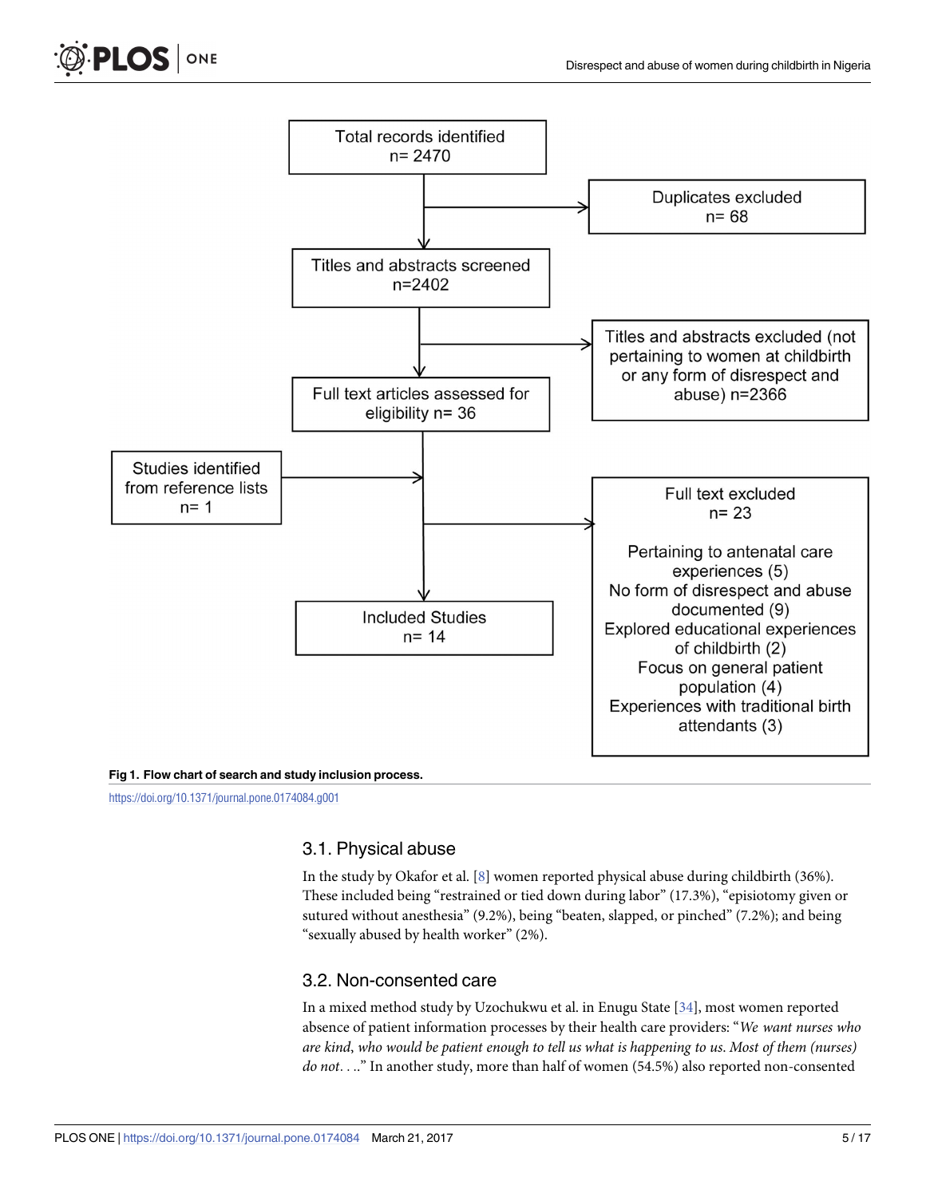Total records identified
n= 2470

Duplicates excluded
n= 68

Titles and abstracts screened
n=2402

Titles and abstracts excluded (not pertaining to women at childbirth or any form of disrespect and abuse) n=2366

Full text articles assessed for eligibility n= 36

Studies identified from reference lists
n= 1

Full text excluded
n= 23

Pertaining to antenatal care experiences (5)
No form of disrespect and abuse documented (9)
Explored educational experiences of childbirth (2)
Focus on general patient population (4)
Experiences with traditional birth attendants (3)

Included Studies
n= 14

**Fig 1. Flow chart of search and study inclusion process.**

https://doi.org/10.1371/journal.pone.0174084.g001

## 3.1. Physical abuse

In the study by Okafor et al. [8] women reported physical abuse during childbirth (36%). These included being "restrained or tied down during labor" (17.3%), "episiotomy given or sutured without anesthesia" (9.2%), being "beaten, slapped, or pinched" (7.2%); and being "sexually abused by health worker" (2%).

## 3.2. Non-consented care

In a mixed method study by Uzochukwu et al. in Enugu State [34], most women reported absence of patient information processes by their health care providers: "*We want nurses who are kind, who would be patient enough to tell us what is happening to us. Most of them (nurses) do not. . ..*" In another study, more than half of women (54.5%) also reported non-consented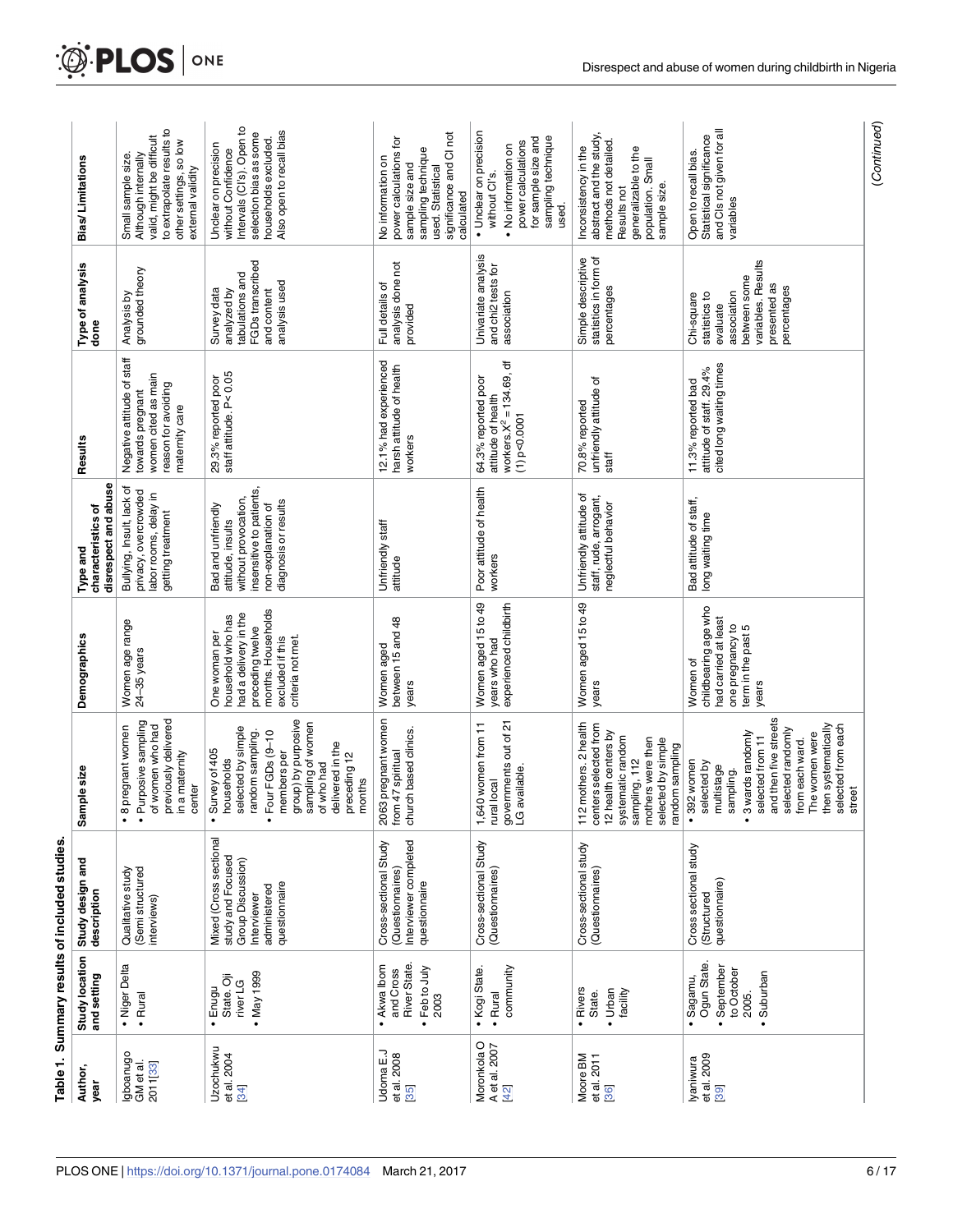Table 1. Summary results of included studies.

| Author, year | Study location and setting | Study design and description | Sample size | Demographics | Type and characteristics of disrespect and abuse | Results | Type of analysis done | Bias/ Limitations |
|---|---|---|---|---|---|---|---|---|
| Igboanugo GM et al. 2011[33] | • Niger Delta<br>• Rural | Qualitative study (Semi structured interviews) | • 8 pregnant women<br>• Purposive sampling of women who had previously delivered in a maternity center | Women age range 24–35 years | Bullying, Insult, lack of privacy, overcrowded labor rooms, delay in getting treatment | Negative attitude of staff towards pregnant women cited as main reason for avoiding maternity care | Analysis by grounded theory | Small sample size. Although internally valid, might be difficult to extrapolate results to other settings, so low external validity |
| Uzochukwu et al. 2004 [34] | • Enugu State. Oji river LG<br>• May 1999 | Mixed (Cross sectional study and Focused Group Discussion) Interviewer administered questionnaire | • Survey of 405 households selected by simple random sampling.<br>• Four FGDs (9–10 members per group) by purposive sampling of women of who had delivered in the preceding 12 months | One woman per household who has had a delivery in the preceding twelve months. Households excluded if this criteria not met. | Bad and unfriendly attitude, insults without provocation, insensitive to patients, non-explanation of diagnosis or results | 29.3% reported poor staff attitude. P< 0.05 | Survey data analyzed by tabulations and FGDs transcribed and content analysis used | Unclear on precision without Confidence Intervals (CI's). Open to selection bias as some households excluded. Also open to recall bias |
| Udoma E.J et al. 2008 [35] | • Akwa Ibom and Cross River State.<br>• Feb to July 2003 | Cross-sectional Study (Questionnaires) Interviewer completed questionnaire | 2063 pregnant women from 47 spiritual church based clinics. | Women aged between 15 and 48 years | Unfriendly staff attitude | 12.1% had experienced harsh attitude of health workers | Full details of analysis done not provided | No information on power calculations for sample size and sampling technique used. Statistical significance and CI not calculated |
| Moronkola O A et al. 2007 [42] | • Kogi State.<br>• Rural community | Cross-sectional Study (Questionnaires) | 1,640 women from 11 rural local governments out of 21 LG available. | Women aged 15 to 49 years who had experienced childbirth | Poor attitude of health workers | 64.3% reported poor attitude of health workers. $X^2 = 134.69$, df (1) p<0.0001 | Univariate analysis and chi2 tests for association | • Unclear on precision without CI's.<br>• No information on power calculations for sample size and sampling technique used. |
| Moore BM et al. 2011 [36] | • Rivers State.<br>• Urban facility | Cross-sectional study (Questionnaires) | 112 mothers. 2 health centers selected from 12 health centers by systematic random sampling, 112 mothers were then selected by simple random sampling | Women aged 15 to 49 years | Unfriendly attitude of staff, rude, arrogant, neglectful behavior | 70.8% reported unfriendly attitude of staff | Simple descriptive statistics in form of percentages | Inconsistency in the abstract and the study, methods not detailed. Results not generalizable to the population. Small sample size. |
| Iyaniwura et al. 2009 [39] | • Sagamu, Ogun State.<br>• September to October 2005.<br>• Suburban | Cross sectional study (Structured questionnaire) | • 392 women selected by multistage sampling.<br>• 3 wards randomly selected from 11 and then five streets selected randomly from each ward. The women were then systematically selected from each street | Women of childbearing age who had carried at least one pregnancy to term in the past 5 years | Bad attitude of staff, long waiting time | 11.3% reported bad attitude of staff. 29.4% cited long waiting times | Chi-square statistics to evaluate association between some variables. Results presented as percentages | Open to recall bias. Statistical significance and CIs not given for all variables |

(Continued)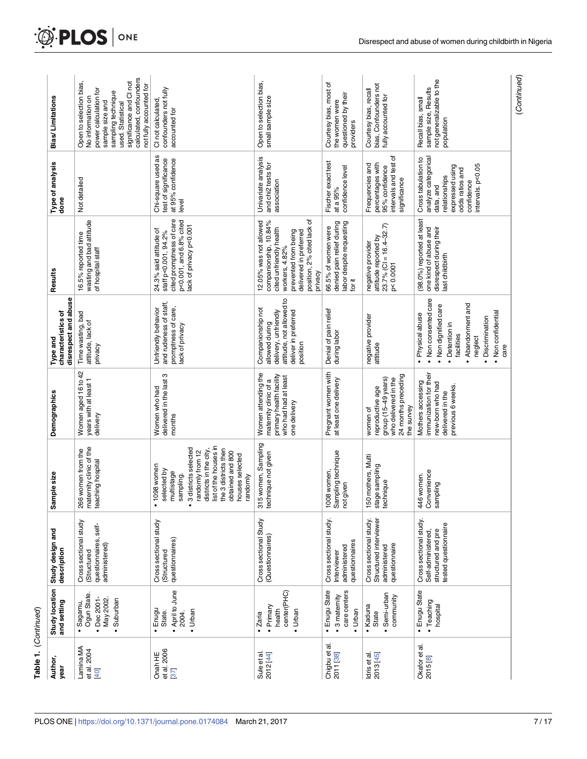Table 1. (Continued)

| Author, year | Study location and setting | Study design and description | Sample size | Demographics | Type and characteristics of disrespect and abuse | Results | Type of analysis done | Bias/ Limitations |
|---|---|---|---|---|---|---|---|---|
| Lamina MA et al. 2004 [40] | • Sagamu, Ogun State. • Dec 2001- May 2002. • Suburban | Cross sectional study (Structured questionnaires, self-administered) | 266 women from the maternity clinic of the teaching hospital | Women aged 16 to 42 years with at least 1 delivery | Time wasting, bad attitude, lack of privacy | 16.5% reported time wasting and bad attitude of hospital staff | Not detailed | Open to selection bias, No information on power calculation for sample size and sampling technique used. Statistical significance and CI not calculated, confounders not fully accounted for |
| Onah HE et al. 2006 [37] | • Enugu State. • April to June 2004. • Urban | Cross sectional study (Structured questionnaires) | • 1098 women selected by multistage sampling. • 3 districts selected randomly from 12 districts in the city, list of the houses in the 3 districts then obtained and 800 houses selected randomly | Women who had delivered in the last 3 months | Unfriendly behavior and rudeness of staff, promptness of care, lack of privacy | 24.3% said attitude of staff p<0.001, 94.2% cited promptness of care p<0.001, and 6.8% cited lack of privacy p<0.001 | Chi-square used as test of significance at 95% confidence level | CI not calculated, confounders not fully accounted for |
| Sule et al. 2012 [44] | • Zaria • Primary health center(PHC) • Urban | Cross sectional Study (Questionnaires) | 315 women, Sampling technique not given | Women attending the maternity clinic of a primary health facility who had had at least one delivery | Companionship not allowed during delivery, unfriendly attitude, not allowed to deliver in preferred position | 12.05% was not allowed companionship, 10.84% cited unfriendly health workers, 4.82% prevented from being delivered in preferred position, 2% cited lack of privacy | Univariate analysis and chi2 tests for association | Open to selection bias, small sample size |
| Chigbu et al. 2011 [38] | • Enugu State • 3 maternity care centers • Urban | Cross sectional study. Interviewer administered questionnaires | 1008 women, Sampling technique not given | Pregnant women with at least one delivery | Denial of pain relief during labor | 66.5% of women were denied pain relief during labor despite requesting for it | Fischer exact test at a 95% confidence level | Courtesy bias, most of the women were questioned by their providers |
| Idris et al. 2013 [45] | • Kaduna State • Semi-urban community | Cross sectional study. Structured interviewer administered questionnaire | 150 mothers, Multi stage sampling technique | women of reproductive age group (15–49 years) who delivered in the 24 months preceding the survey | negative provider attitude | negative provider attitude reported by 23.7% (CI = 16.4–32.7) p< 0.0001 | Frequencies and percentages with 95% confidence intervals and test of significance | Courtesy bias, recall bias, Confounders not fully accounted for |
| Okafor et al. 2015 [8] | • Enugu State • Teaching hospital | Cross sectional study. Self-administered, structured and pre tested questionnaire | 446 women. Convenience sampling | Mothers accessing immunization for their new-born who had delivered in the previous 6 weeks. | • Physical abuse • Non consented care • Non dignified care • Detention in facilities • Abandonment and neglect • Discrimination • Non confidential care | (98.0%) reported at least one kind of abuse and disrespect during their last childbirth | Cross tabulation to analyze categorical data, and relationships expressed using odds ratios and confidence intervals. p<0.05 | Recall bias, small sample size, Results not generalizable to the population |

(Continued)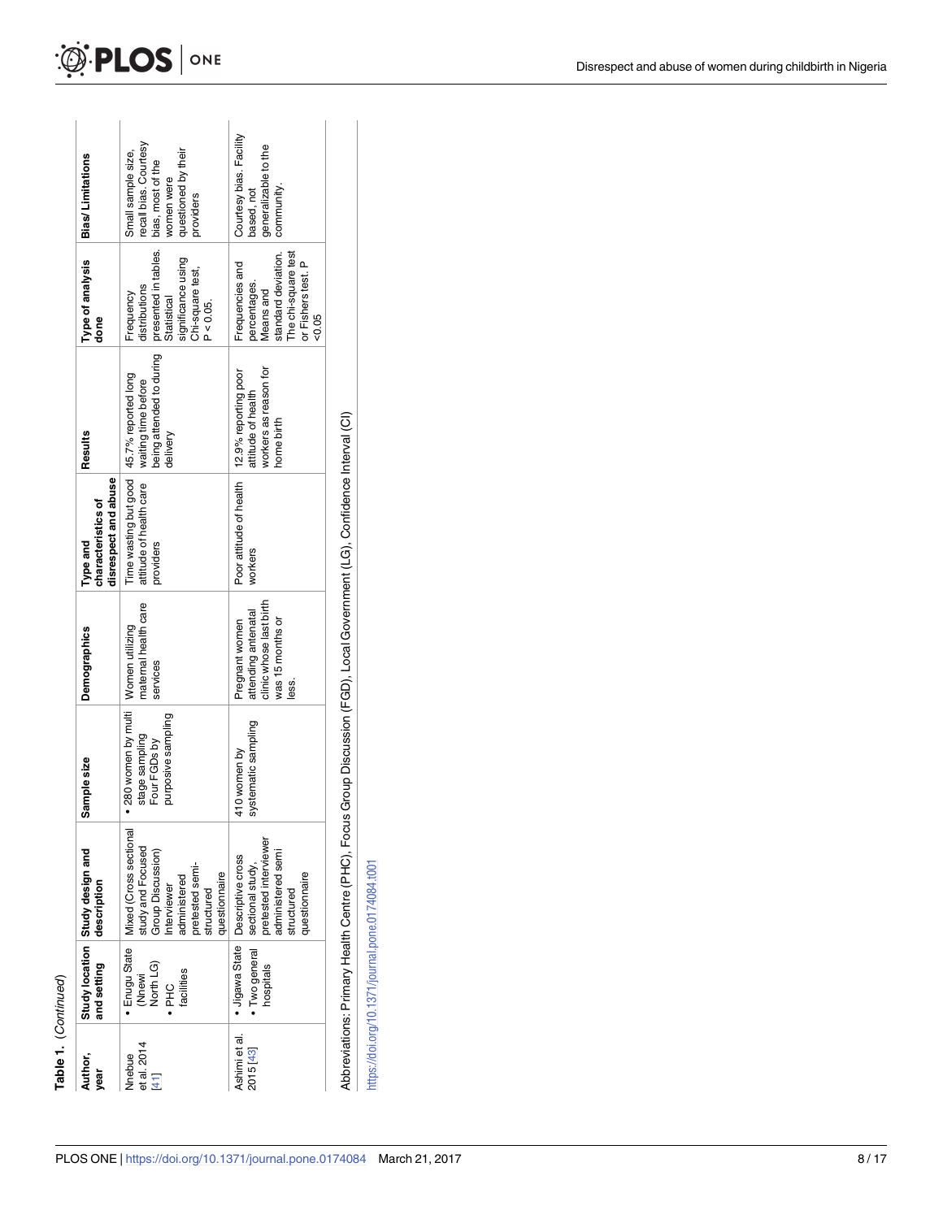**Table 1.** (Continued)

| Author, year | Study location and setting | Study design and description | Sample size | Demographics | Type and characteristics of disrespect and abuse | Results | Type of analysis done | Bias/ Limitations |
|---|---|---|---|---|---|---|---|---|
| Nnebue et al. 2014 [41] | • Enugu State (Nnewi North LG) • PHC facilities | Mixed (Cross sectional study and Focused Group Discussion) Interviewer administered pretested semi-structured questionnaire | • 280 women by multi stage sampling Four FGDs by purposive sampling | Women utilizing maternal health care services | Time wasting but good attitude of health care providers | 45.7% reported long waiting time before being attended to during delivery | Frequency distributions presented in tables. Statistical significance using Chi-square test, P < 0.05. | Small sample size, recall bias. Courtesy bias, most of the women were questioned by their providers |
| Ashimi et al. 2015 [43] | • Jigawa State • Two general hospitals | Descriptive cross sectional study, pretested interviewer administered semi structured questionnaire | 410 women by systematic sampling | Pregnant women attending antenatal clinic whose last birth was 15 months or less. | Poor attitude of health workers | 12.9% reporting poor attitude of health workers as reason for home birth | Frequencies and percentages. Means and standard deviation. The chi-square test or Fishers test. P <0.05 | Courtesy bias. Facility based, not generalizable to the community. |

Abbreviations: Primary Health Centre (PHC), Focus Group Discussion (FGD), Local Government (LG), Confidence Interval (CI)

https://doi.org/10.1371/journal.pone.0174084.t001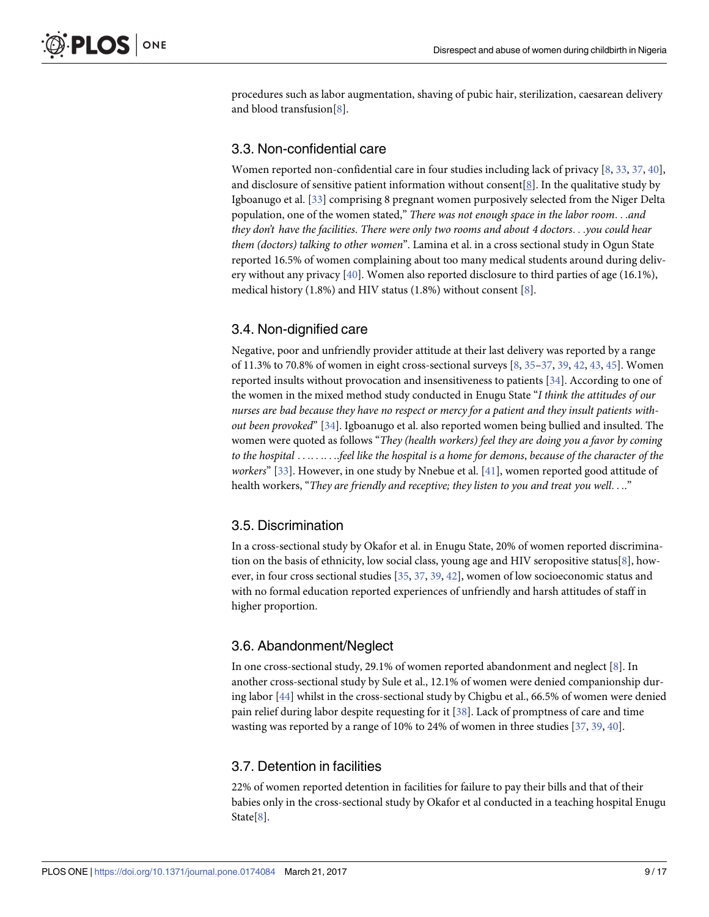procedures such as labor augmentation, shaving of pubic hair, sterilization, caesarean delivery and blood transfusion[8].

### 3.3. Non-confidential care

Women reported non-confidential care in four studies including lack of privacy [8, 33, 37, 40], and disclosure of sensitive patient information without consent[8]. In the qualitative study by Igboanugo et al. [33] comprising 8 pregnant women purposively selected from the Niger Delta population, one of the women stated," *There was not enough space in the labor room. . .and they don't have the facilities. There were only two rooms and about 4 doctors. . .you could hear them (doctors) talking to other women*". Lamina et al. in a cross sectional study in Ogun State reported 16.5% of women complaining about too many medical students around during delivery without any privacy [40]. Women also reported disclosure to third parties of age (16.1%), medical history (1.8%) and HIV status (1.8%) without consent [8].

### 3.4. Non-dignified care

Negative, poor and unfriendly provider attitude at their last delivery was reported by a range of 11.3% to 70.8% of women in eight cross-sectional surveys [8, 35–37, 39, 42, 43, 45]. Women reported insults without provocation and insensitiveness to patients [34]. According to one of the women in the mixed method study conducted in Enugu State "*I think the attitudes of our nurses are bad because they have no respect or mercy for a patient and they insult patients without been provoked*" [34]. Igboanugo et al. also reported women being bullied and insulted. The women were quoted as follows "*They (health workers) feel they are doing you a favor by coming to the hospital . . . . . . . . .feel like the hospital is a home for demons, because of the character of the workers*" [33]. However, in one study by Nnebue et al. [41], women reported good attitude of health workers, "*They are friendly and receptive; they listen to you and treat you well. . ..*"

### 3.5. Discrimination

In a cross-sectional study by Okafor et al. in Enugu State, 20% of women reported discrimination on the basis of ethnicity, low social class, young age and HIV seropositive status[8], however, in four cross sectional studies [35, 37, 39, 42], women of low socioeconomic status and with no formal education reported experiences of unfriendly and harsh attitudes of staff in higher proportion.

### 3.6. Abandonment/Neglect

In one cross-sectional study, 29.1% of women reported abandonment and neglect [8]. In another cross-sectional study by Sule et al., 12.1% of women were denied companionship during labor [44] whilst in the cross-sectional study by Chigbu et al., 66.5% of women were denied pain relief during labor despite requesting for it [38]. Lack of promptness of care and time wasting was reported by a range of 10% to 24% of women in three studies [37, 39, 40].

### 3.7. Detention in facilities

22% of women reported detention in facilities for failure to pay their bills and that of their babies only in the cross-sectional study by Okafor et al conducted in a teaching hospital Enugu State[8].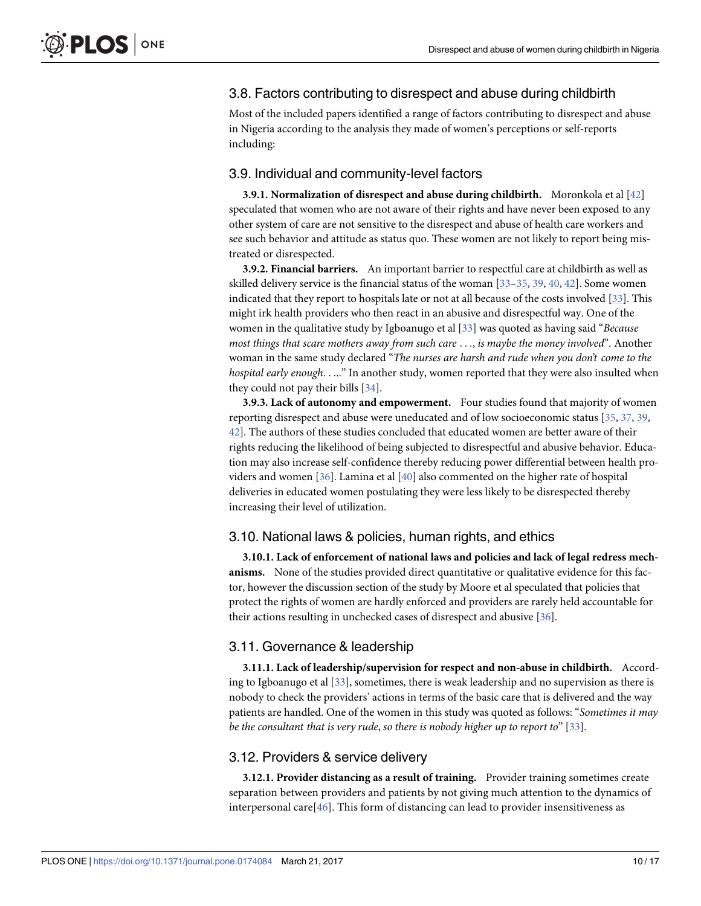## 3.8. Factors contributing to disrespect and abuse during childbirth

Most of the included papers identified a range of factors contributing to disrespect and abuse in Nigeria according to the analysis they made of women's perceptions or self-reports including:

## 3.9. Individual and community-level factors

**3.9.1. Normalization of disrespect and abuse during childbirth.** Moronkola et al [42] speculated that women who are not aware of their rights and have never been exposed to any other system of care are not sensitive to the disrespect and abuse of health care workers and see such behavior and attitude as status quo. These women are not likely to report being mistreated or disrespected.

**3.9.2. Financial barriers.** An important barrier to respectful care at childbirth as well as skilled delivery service is the financial status of the woman [33–35, 39, 40, 42]. Some women indicated that they report to hospitals late or not at all because of the costs involved [33]. This might irk health providers who then react in an abusive and disrespectful way. One of the women in the qualitative study by Igboanugo et al [33] was quoted as having said "*Because most things that scare mothers away from such care . . ., is maybe the money involved*". Another woman in the same study declared "*The nurses are harsh and rude when you don't come to the hospital early enough. . ...*" In another study, women reported that they were also insulted when they could not pay their bills [34].

**3.9.3. Lack of autonomy and empowerment.** Four studies found that majority of women reporting disrespect and abuse were uneducated and of low socioeconomic status [35, 37, 39, 42]. The authors of these studies concluded that educated women are better aware of their rights reducing the likelihood of being subjected to disrespectful and abusive behavior. Education may also increase self-confidence thereby reducing power differential between health providers and women [36]. Lamina et al [40] also commented on the higher rate of hospital deliveries in educated women postulating they were less likely to be disrespected thereby increasing their level of utilization.

## 3.10. National laws & policies, human rights, and ethics

**3.10.1. Lack of enforcement of national laws and policies and lack of legal redress mechanisms.** None of the studies provided direct quantitative or qualitative evidence for this factor, however the discussion section of the study by Moore et al speculated that policies that protect the rights of women are hardly enforced and providers are rarely held accountable for their actions resulting in unchecked cases of disrespect and abusive [36].

## 3.11. Governance & leadership

**3.11.1. Lack of leadership/supervision for respect and non-abuse in childbirth.** According to Igboanugo et al [33], sometimes, there is weak leadership and no supervision as there is nobody to check the providers' actions in terms of the basic care that is delivered and the way patients are handled. One of the women in this study was quoted as follows: "*Sometimes it may be the consultant that is very rude, so there is nobody higher up to report to*" [33].

## 3.12. Providers & service delivery

**3.12.1. Provider distancing as a result of training.** Provider training sometimes create separation between providers and patients by not giving much attention to the dynamics of interpersonal care[46]. This form of distancing can lead to provider insensitiveness as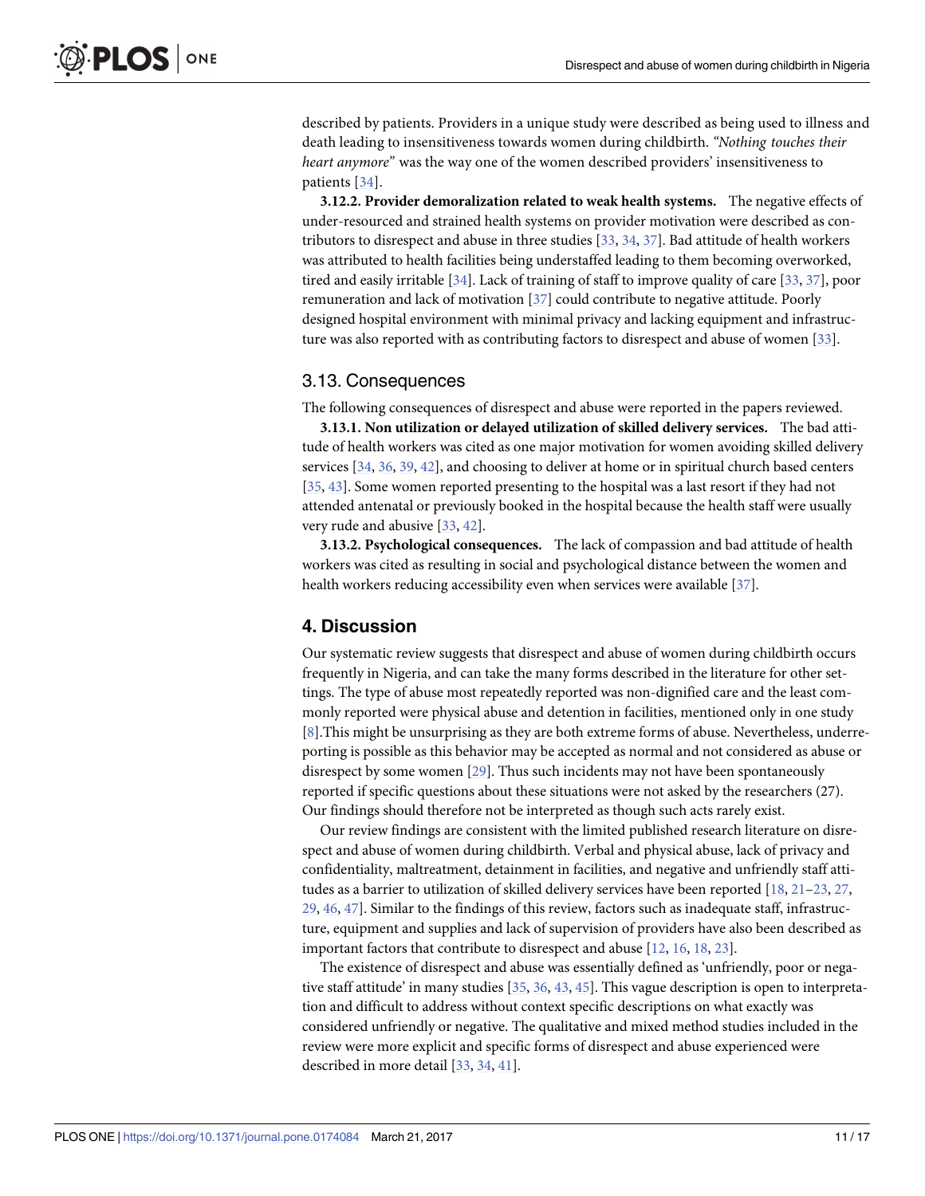described by patients. Providers in a unique study were described as being used to illness and death leading to insensitiveness towards women during childbirth. *"Nothing touches their heart anymore"* was the way one of the women described providers' insensitiveness to patients [34].

**3.12.2. Provider demoralization related to weak health systems.** The negative effects of under-resourced and strained health systems on provider motivation were described as contributors to disrespect and abuse in three studies [33, 34, 37]. Bad attitude of health workers was attributed to health facilities being understaffed leading to them becoming overworked, tired and easily irritable [34]. Lack of training of staff to improve quality of care [33, 37], poor remuneration and lack of motivation [37] could contribute to negative attitude. Poorly designed hospital environment with minimal privacy and lacking equipment and infrastructure was also reported with as contributing factors to disrespect and abuse of women [33].

## 3.13. Consequences

The following consequences of disrespect and abuse were reported in the papers reviewed.

**3.13.1. Non utilization or delayed utilization of skilled delivery services.** The bad attitude of health workers was cited as one major motivation for women avoiding skilled delivery services [34, 36, 39, 42], and choosing to deliver at home or in spiritual church based centers [35, 43]. Some women reported presenting to the hospital was a last resort if they had not attended antenatal or previously booked in the hospital because the health staff were usually very rude and abusive [33, 42].

**3.13.2. Psychological consequences.** The lack of compassion and bad attitude of health workers was cited as resulting in social and psychological distance between the women and health workers reducing accessibility even when services were available [37].

# 4. Discussion

Our systematic review suggests that disrespect and abuse of women during childbirth occurs frequently in Nigeria, and can take the many forms described in the literature for other settings. The type of abuse most repeatedly reported was non-dignified care and the least commonly reported were physical abuse and detention in facilities, mentioned only in one study [8].This might be unsurprising as they are both extreme forms of abuse. Nevertheless, underreporting is possible as this behavior may be accepted as normal and not considered as abuse or disrespect by some women [29]. Thus such incidents may not have been spontaneously reported if specific questions about these situations were not asked by the researchers (27). Our findings should therefore not be interpreted as though such acts rarely exist.

Our review findings are consistent with the limited published research literature on disrespect and abuse of women during childbirth. Verbal and physical abuse, lack of privacy and confidentiality, maltreatment, detainment in facilities, and negative and unfriendly staff attitudes as a barrier to utilization of skilled delivery services have been reported [18, 21–23, 27, 29, 46, 47]. Similar to the findings of this review, factors such as inadequate staff, infrastructure, equipment and supplies and lack of supervision of providers have also been described as important factors that contribute to disrespect and abuse [12, 16, 18, 23].

The existence of disrespect and abuse was essentially defined as 'unfriendly, poor or negative staff attitude' in many studies [35, 36, 43, 45]. This vague description is open to interpretation and difficult to address without context specific descriptions on what exactly was considered unfriendly or negative. The qualitative and mixed method studies included in the review were more explicit and specific forms of disrespect and abuse experienced were described in more detail [33, 34, 41].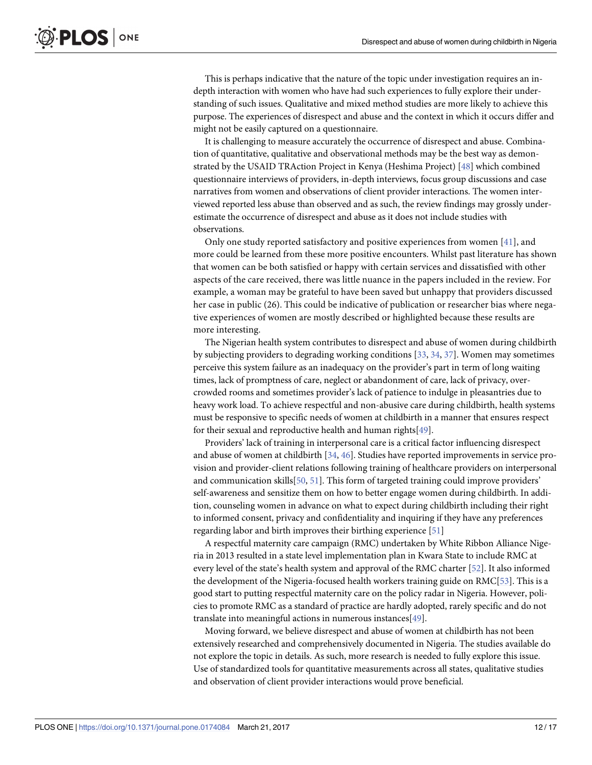This is perhaps indicative that the nature of the topic under investigation requires an in-depth interaction with women who have had such experiences to fully explore their understanding of such issues. Qualitative and mixed method studies are more likely to achieve this purpose. The experiences of disrespect and abuse and the context in which it occurs differ and might not be easily captured on a questionnaire.

It is challenging to measure accurately the occurrence of disrespect and abuse. Combination of quantitative, qualitative and observational methods may be the best way as demonstrated by the USAID TRAction Project in Kenya (Heshima Project) [48] which combined questionnaire interviews of providers, in-depth interviews, focus group discussions and case narratives from women and observations of client provider interactions. The women interviewed reported less abuse than observed and as such, the review findings may grossly underestimate the occurrence of disrespect and abuse as it does not include studies with observations.

Only one study reported satisfactory and positive experiences from women [41], and more could be learned from these more positive encounters. Whilst past literature has shown that women can be both satisfied or happy with certain services and dissatisfied with other aspects of the care received, there was little nuance in the papers included in the review. For example, a woman may be grateful to have been saved but unhappy that providers discussed her case in public (26). This could be indicative of publication or researcher bias where negative experiences of women are mostly described or highlighted because these results are more interesting.

The Nigerian health system contributes to disrespect and abuse of women during childbirth by subjecting providers to degrading working conditions [33, 34, 37]. Women may sometimes perceive this system failure as an inadequacy on the provider's part in term of long waiting times, lack of promptness of care, neglect or abandonment of care, lack of privacy, overcrowded rooms and sometimes provider's lack of patience to indulge in pleasantries due to heavy work load. To achieve respectful and non-abusive care during childbirth, health systems must be responsive to specific needs of women at childbirth in a manner that ensures respect for their sexual and reproductive health and human rights[49].

Providers' lack of training in interpersonal care is a critical factor influencing disrespect and abuse of women at childbirth [34, 46]. Studies have reported improvements in service provision and provider-client relations following training of healthcare providers on interpersonal and communication skills[50, 51]. This form of targeted training could improve providers' self-awareness and sensitize them on how to better engage women during childbirth. In addition, counseling women in advance on what to expect during childbirth including their right to informed consent, privacy and confidentiality and inquiring if they have any preferences regarding labor and birth improves their birthing experience [51]

A respectful maternity care campaign (RMC) undertaken by White Ribbon Alliance Nigeria in 2013 resulted in a state level implementation plan in Kwara State to include RMC at every level of the state's health system and approval of the RMC charter [52]. It also informed the development of the Nigeria-focused health workers training guide on RMC[53]. This is a good start to putting respectful maternity care on the policy radar in Nigeria. However, policies to promote RMC as a standard of practice are hardly adopted, rarely specific and do not translate into meaningful actions in numerous instances[49].

Moving forward, we believe disrespect and abuse of women at childbirth has not been extensively researched and comprehensively documented in Nigeria. The studies available do not explore the topic in details. As such, more research is needed to fully explore this issue. Use of standardized tools for quantitative measurements across all states, qualitative studies and observation of client provider interactions would prove beneficial.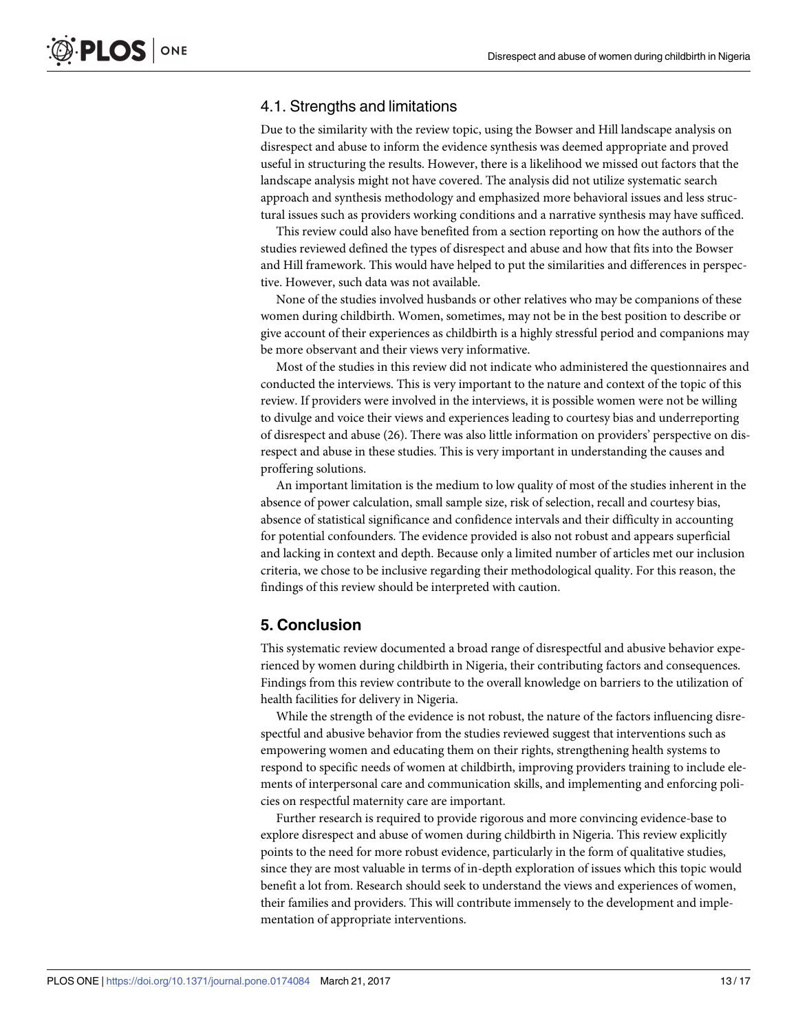### 4.1. Strengths and limitations

Due to the similarity with the review topic, using the Bowser and Hill landscape analysis on disrespect and abuse to inform the evidence synthesis was deemed appropriate and proved useful in structuring the results. However, there is a likelihood we missed out factors that the landscape analysis might not have covered. The analysis did not utilize systematic search approach and synthesis methodology and emphasized more behavioral issues and less structural issues such as providers working conditions and a narrative synthesis may have sufficed.

This review could also have benefited from a section reporting on how the authors of the studies reviewed defined the types of disrespect and abuse and how that fits into the Bowser and Hill framework. This would have helped to put the similarities and differences in perspective. However, such data was not available.

None of the studies involved husbands or other relatives who may be companions of these women during childbirth. Women, sometimes, may not be in the best position to describe or give account of their experiences as childbirth is a highly stressful period and companions may be more observant and their views very informative.

Most of the studies in this review did not indicate who administered the questionnaires and conducted the interviews. This is very important to the nature and context of the topic of this review. If providers were involved in the interviews, it is possible women were not be willing to divulge and voice their views and experiences leading to courtesy bias and underreporting of disrespect and abuse (26). There was also little information on providers' perspective on disrespect and abuse in these studies. This is very important in understanding the causes and proffering solutions.

An important limitation is the medium to low quality of most of the studies inherent in the absence of power calculation, small sample size, risk of selection, recall and courtesy bias, absence of statistical significance and confidence intervals and their difficulty in accounting for potential confounders. The evidence provided is also not robust and appears superficial and lacking in context and depth. Because only a limited number of articles met our inclusion criteria, we chose to be inclusive regarding their methodological quality. For this reason, the findings of this review should be interpreted with caution.

## 5. Conclusion

This systematic review documented a broad range of disrespectful and abusive behavior experienced by women during childbirth in Nigeria, their contributing factors and consequences. Findings from this review contribute to the overall knowledge on barriers to the utilization of health facilities for delivery in Nigeria.

While the strength of the evidence is not robust, the nature of the factors influencing disrespectful and abusive behavior from the studies reviewed suggest that interventions such as empowering women and educating them on their rights, strengthening health systems to respond to specific needs of women at childbirth, improving providers training to include elements of interpersonal care and communication skills, and implementing and enforcing policies on respectful maternity care are important.

Further research is required to provide rigorous and more convincing evidence-base to explore disrespect and abuse of women during childbirth in Nigeria. This review explicitly points to the need for more robust evidence, particularly in the form of qualitative studies, since they are most valuable in terms of in-depth exploration of issues which this topic would benefit a lot from. Research should seek to understand the views and experiences of women, their families and providers. This will contribute immensely to the development and implementation of appropriate interventions.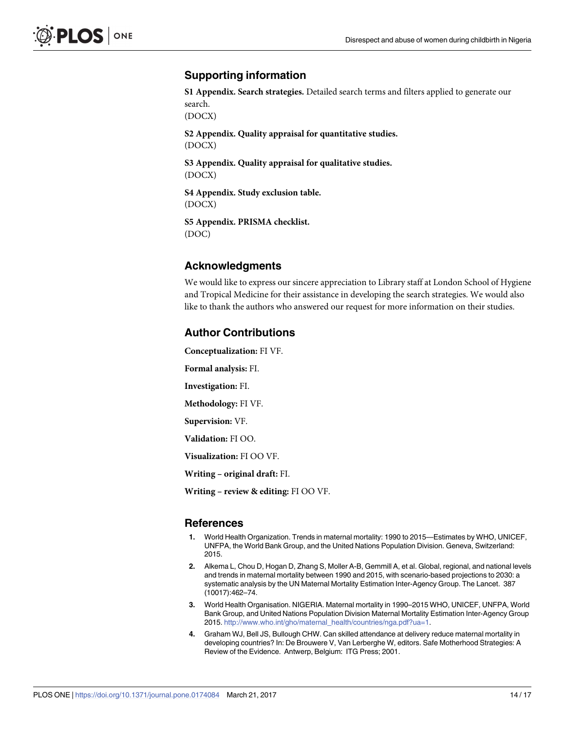## Supporting information

**S1 Appendix. Search strategies.** Detailed search terms and filters applied to generate our search.
(DOCX)

**S2 Appendix. Quality appraisal for quantitative studies.**
(DOCX)

**S3 Appendix. Quality appraisal for qualitative studies.**
(DOCX)

**S4 Appendix. Study exclusion table.**
(DOCX)

**S5 Appendix. PRISMA checklist.**
(DOC)

## Acknowledgments

We would like to express our sincere appreciation to Library staff at London School of Hygiene and Tropical Medicine for their assistance in developing the search strategies. We would also like to thank the authors who answered our request for more information on their studies.

## Author Contributions

**Conceptualization:** FI VF.

**Formal analysis:** FI.

**Investigation:** FI.

**Methodology:** FI VF.

**Supervision:** VF.

**Validation:** FI OO.

**Visualization:** FI OO VF.

**Writing – original draft:** FI.

**Writing – review & editing:** FI OO VF.

## References

1. World Health Organization. Trends in maternal mortality: 1990 to 2015—Estimates by WHO, UNICEF, UNFPA, the World Bank Group, and the United Nations Population Division. Geneva, Switzerland: 2015.
2. Alkema L, Chou D, Hogan D, Zhang S, Moller A-B, Gemmill A, et al. Global, regional, and national levels and trends in maternal mortality between 1990 and 2015, with scenario-based projections to 2030: a systematic analysis by the UN Maternal Mortality Estimation Inter-Agency Group. The Lancet. 387 (10017):462–74.
3. World Health Organisation. NIGERIA. Maternal mortality in 1990–2015 WHO, UNICEF, UNFPA, World Bank Group, and United Nations Population Division Maternal Mortality Estimation Inter-Agency Group 2015. http://www.who.int/gho/maternal_health/countries/nga.pdf?ua=1.
4. Graham WJ, Bell JS, Bullough CHW. Can skilled attendance at delivery reduce maternal mortality in developing countries? In: De Brouwere V, Van Lerberghe W, editors. Safe Motherhood Strategies: A Review of the Evidence. Antwerp, Belgium: ITG Press; 2001.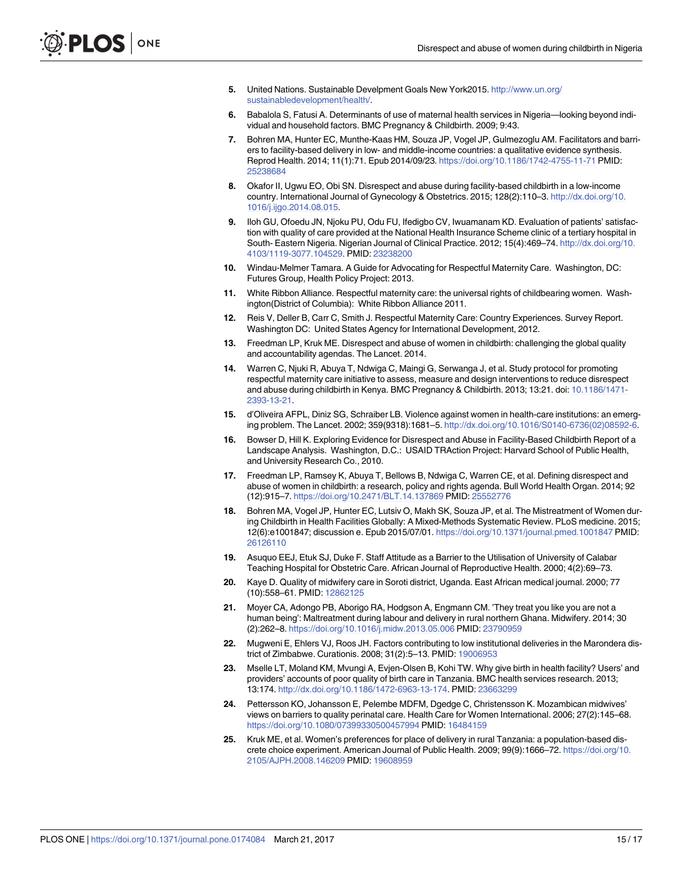5. United Nations. Sustainable Develpment Goals New York2015. http://www.un.org/sustainabledevelopment/health/.
6. Babalola S, Fatusi A. Determinants of use of maternal health services in Nigeria—looking beyond individual and household factors. BMC Pregnancy & Childbirth. 2009; 9:43.
7. Bohren MA, Hunter EC, Munthe-Kaas HM, Souza JP, Vogel JP, Gulmezoglu AM. Facilitators and barriers to facility-based delivery in low- and middle-income countries: a qualitative evidence synthesis. Reprod Health. 2014; 11(1):71. Epub 2014/09/23. https://doi.org/10.1186/1742-4755-11-71 PMID: 25238684
8. Okafor II, Ugwu EO, Obi SN. Disrespect and abuse during facility-based childbirth in a low-income country. International Journal of Gynecology & Obstetrics. 2015; 128(2):110–3. http://dx.doi.org/10.1016/j.ijgo.2014.08.015.
9. Iloh GU, Ofoedu JN, Njoku PU, Odu FU, Ifedigbo CV, Iwuamanam KD. Evaluation of patients' satisfaction with quality of care provided at the National Health Insurance Scheme clinic of a tertiary hospital in South- Eastern Nigeria. Nigerian Journal of Clinical Practice. 2012; 15(4):469–74. http://dx.doi.org/10.4103/1119-3077.104529. PMID: 23238200
10. Windau-Melmer Tamara. A Guide for Advocating for Respectful Maternity Care. Washington, DC: Futures Group, Health Policy Project: 2013.
11. White Ribbon Alliance. Respectful maternity care: the universal rights of childbearing women. Washington(District of Columbia): White Ribbon Alliance 2011.
12. Reis V, Deller B, Carr C, Smith J. Respectful Maternity Care: Country Experiences. Survey Report. Washington DC: United States Agency for International Development, 2012.
13. Freedman LP, Kruk ME. Disrespect and abuse of women in childbirth: challenging the global quality and accountability agendas. The Lancet. 2014.
14. Warren C, Njuki R, Abuya T, Ndwiga C, Maingi G, Serwanga J, et al. Study protocol for promoting respectful maternity care initiative to assess, measure and design interventions to reduce disrespect and abuse during childbirth in Kenya. BMC Pregnancy & Childbirth. 2013; 13:21. doi: 10.1186/1471-2393-13-21.
15. d'Oliveira AFPL, Diniz SG, Schraiber LB. Violence against women in health-care institutions: an emerging problem. The Lancet. 2002; 359(9318):1681–5. http://dx.doi.org/10.1016/S0140-6736(02)08592-6.
16. Bowser D, Hill K. Exploring Evidence for Disrespect and Abuse in Facility-Based Childbirth Report of a Landscape Analysis. Washington, D.C.: USAID TRAction Project: Harvard School of Public Health, and University Research Co., 2010.
17. Freedman LP, Ramsey K, Abuya T, Bellows B, Ndwiga C, Warren CE, et al. Defining disrespect and abuse of women in childbirth: a research, policy and rights agenda. Bull World Health Organ. 2014; 92 (12):915–7. https://doi.org/10.2471/BLT.14.137869 PMID: 25552776
18. Bohren MA, Vogel JP, Hunter EC, Lutsiv O, Makh SK, Souza JP, et al. The Mistreatment of Women during Childbirth in Health Facilities Globally: A Mixed-Methods Systematic Review. PLoS medicine. 2015; 12(6):e1001847; discussion e. Epub 2015/07/01. https://doi.org/10.1371/journal.pmed.1001847 PMID: 26126110
19. Asuquo EEJ, Etuk SJ, Duke F. Staff Attitude as a Barrier to the Utilisation of University of Calabar Teaching Hospital for Obstetric Care. African Journal of Reproductive Health. 2000; 4(2):69–73.
20. Kaye D. Quality of midwifery care in Soroti district, Uganda. East African medical journal. 2000; 77 (10):558–61. PMID: 12862125
21. Moyer CA, Adongo PB, Aborigo RA, Hodgson A, Engmann CM. 'They treat you like you are not a human being': Maltreatment during labour and delivery in rural northern Ghana. Midwifery. 2014; 30 (2):262–8. https://doi.org/10.1016/j.midw.2013.05.006 PMID: 23790959
22. Mugweni E, Ehlers VJ, Roos JH. Factors contributing to low institutional deliveries in the Marondera district of Zimbabwe. Curationis. 2008; 31(2):5–13. PMID: 19006953
23. Mselle LT, Moland KM, Mvungi A, Evjen-Olsen B, Kohi TW. Why give birth in health facility? Users' and providers' accounts of poor quality of birth care in Tanzania. BMC health services research. 2013; 13:174. http://dx.doi.org/10.1186/1472-6963-13-174. PMID: 23663299
24. Pettersson KO, Johansson E, Pelembe MDFM, Dgedge C, Christensson K. Mozambican midwives' views on barriers to quality perinatal care. Health Care for Women International. 2006; 27(2):145–68. https://doi.org/10.1080/07399330500457994 PMID: 16484159
25. Kruk ME, et al. Women's preferences for place of delivery in rural Tanzania: a population-based discrete choice experiment. American Journal of Public Health. 2009; 99(9):1666–72. https://doi.org/10.2105/AJPH.2008.146209 PMID: 19608959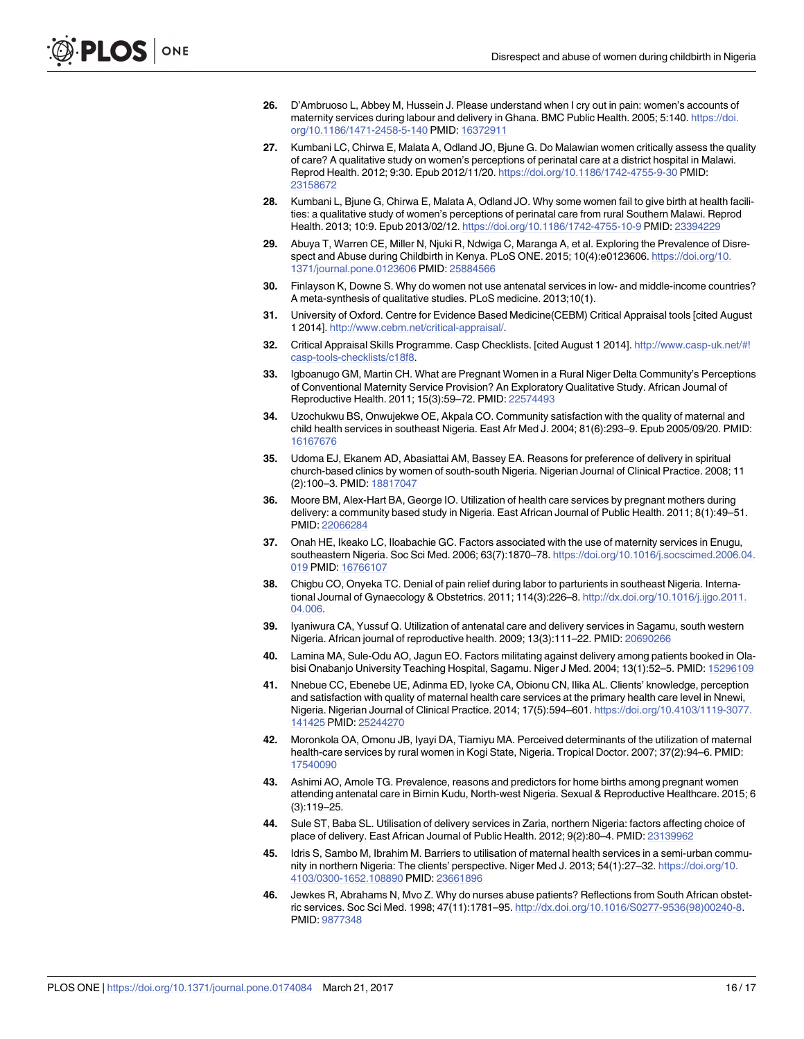26. D'Ambruoso L, Abbey M, Hussein J. Please understand when I cry out in pain: women's accounts of maternity services during labour and delivery in Ghana. BMC Public Health. 2005; 5:140. https://doi.org/10.1186/1471-2458-5-140 PMID: 16372911

27. Kumbani LC, Chirwa E, Malata A, Odland JO, Bjune G. Do Malawian women critically assess the quality of care? A qualitative study on women's perceptions of perinatal care at a district hospital in Malawi. Reprod Health. 2012; 9:30. Epub 2012/11/20. https://doi.org/10.1186/1742-4755-9-30 PMID: 23158672

28. Kumbani L, Bjune G, Chirwa E, Malata A, Odland JO. Why some women fail to give birth at health facilities: a qualitative study of women's perceptions of perinatal care from rural Southern Malawi. Reprod Health. 2013; 10:9. Epub 2013/02/12. https://doi.org/10.1186/1742-4755-10-9 PMID: 23394229

29. Abuya T, Warren CE, Miller N, Njuki R, Ndwiga C, Maranga A, et al. Exploring the Prevalence of Disrespect and Abuse during Childbirth in Kenya. PLoS ONE. 2015; 10(4):e0123606. https://doi.org/10.1371/journal.pone.0123606 PMID: 25884566

30. Finlayson K, Downe S. Why do women not use antenatal services in low- and middle-income countries? A meta-synthesis of qualitative studies. PLoS medicine. 2013;10(1).

31. University of Oxford. Centre for Evidence Based Medicine(CEBM) Critical Appraisal tools [cited August 1 2014]. http://www.cebm.net/critical-appraisal/.

32. Critical Appraisal Skills Programme. Casp Checklists. [cited August 1 2014]. http://www.casp-uk.net/#!casp-tools-checklists/c18f8.

33. Igboanugo GM, Martin CH. What are Pregnant Women in a Rural Niger Delta Community's Perceptions of Conventional Maternity Service Provision? An Exploratory Qualitative Study. African Journal of Reproductive Health. 2011; 15(3):59–72. PMID: 22574493

34. Uzochukwu BS, Onwujekwe OE, Akpala CO. Community satisfaction with the quality of maternal and child health services in southeast Nigeria. East Afr Med J. 2004; 81(6):293–9. Epub 2005/09/20. PMID: 16167676

35. Udoma EJ, Ekanem AD, Abasiattai AM, Bassey EA. Reasons for preference of delivery in spiritual church-based clinics by women of south-south Nigeria. Nigerian Journal of Clinical Practice. 2008; 11 (2):100–3. PMID: 18817047

36. Moore BM, Alex-Hart BA, George IO. Utilization of health care services by pregnant mothers during delivery: a community based study in Nigeria. East African Journal of Public Health. 2011; 8(1):49–51. PMID: 22066284

37. Onah HE, Ikeako LC, Iloabachie GC. Factors associated with the use of maternity services in Enugu, southeastern Nigeria. Soc Sci Med. 2006; 63(7):1870–78. https://doi.org/10.1016/j.socscimed.2006.04.019 PMID: 16766107

38. Chigbu CO, Onyeka TC. Denial of pain relief during labor to parturients in southeast Nigeria. International Journal of Gynaecology & Obstetrics. 2011; 114(3):226–8. http://dx.doi.org/10.1016/j.ijgo.2011.04.006.

39. Iyaniwura CA, Yussuf Q. Utilization of antenatal care and delivery services in Sagamu, south western Nigeria. African journal of reproductive health. 2009; 13(3):111–22. PMID: 20690266

40. Lamina MA, Sule-Odu AO, Jagun EO. Factors militating against delivery among patients booked in Olabisi Onabanjo University Teaching Hospital, Sagamu. Niger J Med. 2004; 13(1):52–5. PMID: 15296109

41. Nnebue CC, Ebenebe UE, Adinma ED, Iyoke CA, Obionu CN, Ilika AL. Clients' knowledge, perception and satisfaction with quality of maternal health care services at the primary health care level in Nnewi, Nigeria. Nigerian Journal of Clinical Practice. 2014; 17(5):594–601. https://doi.org/10.4103/1119-3077.141425 PMID: 25244270

42. Moronkola OA, Omonu JB, Iyayi DA, Tiamiyu MA. Perceived determinants of the utilization of maternal health-care services by rural women in Kogi State, Nigeria. Tropical Doctor. 2007; 37(2):94–6. PMID: 17540090

43. Ashimi AO, Amole TG. Prevalence, reasons and predictors for home births among pregnant women attending antenatal care in Birnin Kudu, North-west Nigeria. Sexual & Reproductive Healthcare. 2015; 6 (3):119–25.

44. Sule ST, Baba SL. Utilisation of delivery services in Zaria, northern Nigeria: factors affecting choice of place of delivery. East African Journal of Public Health. 2012; 9(2):80–4. PMID: 23139962

45. Idris S, Sambo M, Ibrahim M. Barriers to utilisation of maternal health services in a semi-urban community in northern Nigeria: The clients' perspective. Niger Med J. 2013; 54(1):27–32. https://doi.org/10.4103/0300-1652.108890 PMID: 23661896

46. Jewkes R, Abrahams N, Mvo Z. Why do nurses abuse patients? Reflections from South African obstetric services. Soc Sci Med. 1998; 47(11):1781–95. http://dx.doi.org/10.1016/S0277-9536(98)00240-8. PMID: 9877348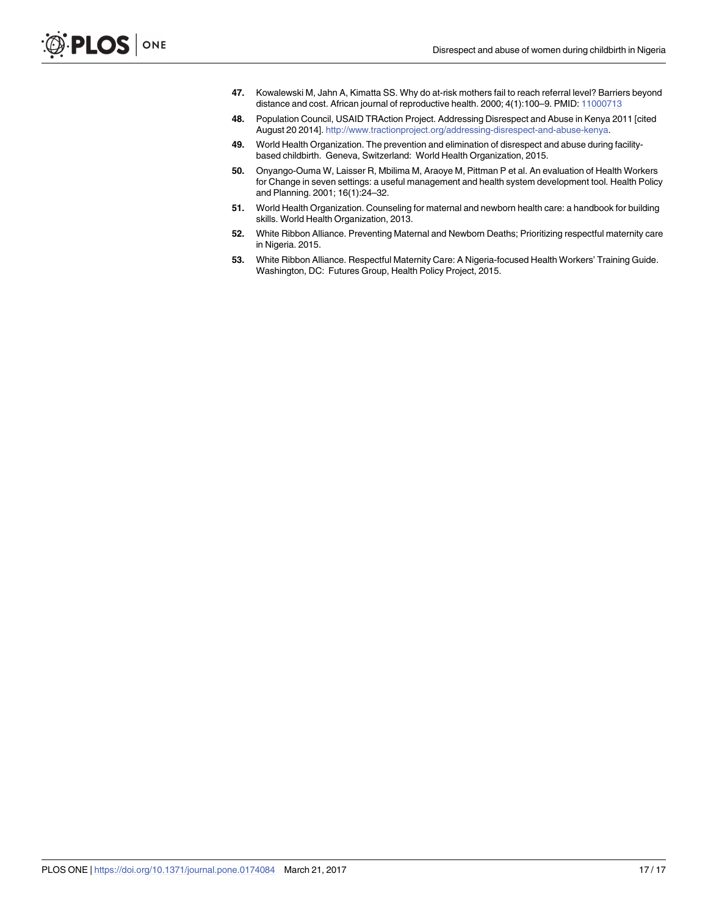47. Kowalewski M, Jahn A, Kimatta SS. Why do at-risk mothers fail to reach referral level? Barriers beyond distance and cost. African journal of reproductive health. 2000; 4(1):100–9. PMID: 11000713
48. Population Council, USAID TRAction Project. Addressing Disrespect and Abuse in Kenya 2011 [cited August 20 2014]. http://www.tractionproject.org/addressing-disrespect-and-abuse-kenya.
49. World Health Organization. The prevention and elimination of disrespect and abuse during facility-based childbirth. Geneva, Switzerland: World Health Organization, 2015.
50. Onyango-Ouma W, Laisser R, Mbilima M, Araoye M, Pittman P et al. An evaluation of Health Workers for Change in seven settings: a useful management and health system development tool. Health Policy and Planning. 2001; 16(1):24–32.
51. World Health Organization. Counseling for maternal and newborn health care: a handbook for building skills. World Health Organization, 2013.
52. White Ribbon Alliance. Preventing Maternal and Newborn Deaths; Prioritizing respectful maternity care in Nigeria. 2015.
53. White Ribbon Alliance. Respectful Maternity Care: A Nigeria-focused Health Workers' Training Guide. Washington, DC: Futures Group, Health Policy Project, 2015.